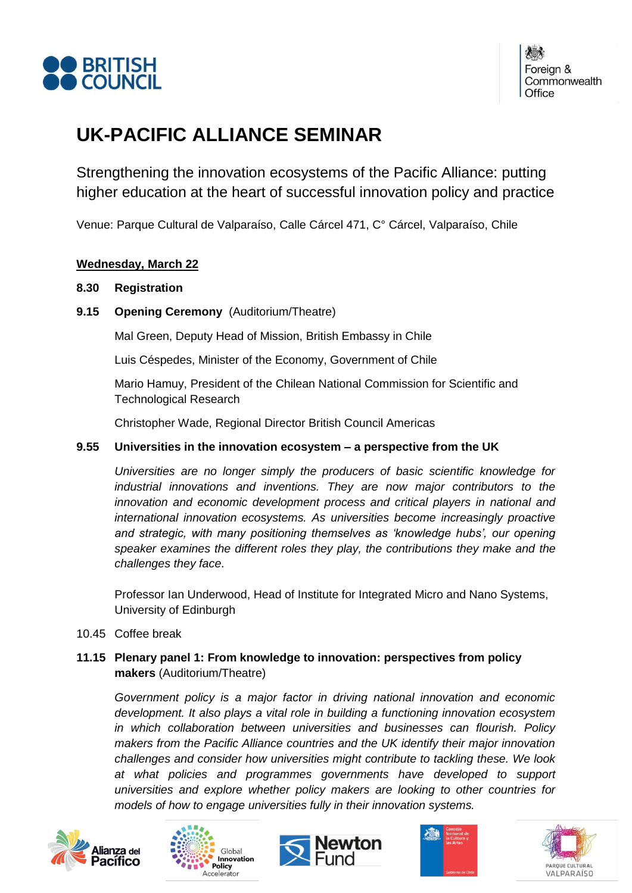# UK-PACIFIC ALLIANCE SEMINAR

Strengthening the innovation ecosystems of the Pacific Alliance: putting higher education at the heart of successful innovation policy and practice

Venue: Parque Cultural de Valparaíso, Calle Cárcel 471, C° Cárcel, Valparaíso, Chile

**Wednesday, March 22**

**8.30 Registration**

**9.15 Opening Ceremony** (Auditorium/Theatre)

Mal Green, Deputy Head of Mission, British Embassy in Chile

Luis Céspedes, Minister of the Economy, Government of Chile

Mario Hamuy, President of the Chilean National Commission for Scientific and Technological Research

Christopher Wade, Regional Director British Council Americas

**9.55 Universities in the innovation ecosystem – a perspective from the UK**

*Universities are no longer simply the producers of basic scientific knowledge for industrial innovations and inventions. They are now major contributors to the innovation and economic development process and critical players in national and international innovation ecosystems. As universities become increasingly proactive and strategic, with many positioning themselves as 'knowledge hubs', our opening speaker examines the different roles they play, the contributions they make and the challenges they face.*

Professor Ian Underwood, Head of Institute for Integrated Micro and Nano Systems, University of Edinburgh

10.45 Coffee break

**11.15 Plenary panel 1: From knowledge to innovation: perspectives from policy makers** (Auditorium/Theatre)

*Government policy is a major factor in driving national innovation and economic development. It also plays a vital role in building a functioning innovation ecosystem in which collaboration between universities and businesses can flourish. Policy makers from the Pacific Alliance countries and the UK identify their major innovation challenges and consider how universities might contribute to tackling these. We look at what policies and programmes governments have developed to support universities and explore whether policy makers are looking to other countries for models of how to engage universities fully in their innovation systems.*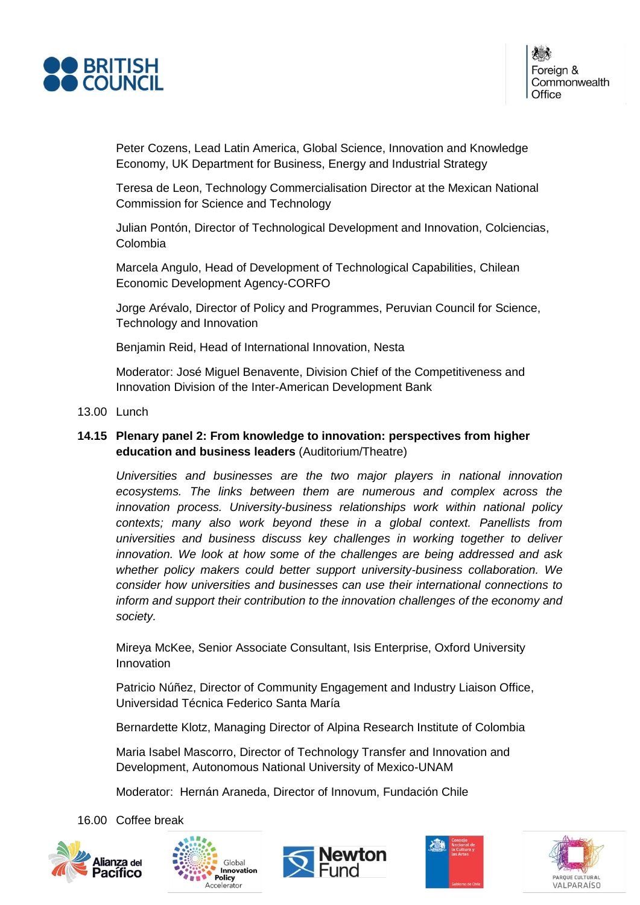Peter Cozens, Lead Latin America, Global Science, Innovation and Knowledge Economy, UK Department for Business, Energy and Industrial Strategy

Teresa de Leon, Technology Commercialisation Director at the Mexican National Commission for Science and Technology

Julian Pontón, Director of Technological Development and Innovation, Colciencias, Colombia

Marcela Angulo, Head of Development of Technological Capabilities, Chilean Economic Development Agency-CORFO

Jorge Arévalo, Director of Policy and Programmes, Peruvian Council for Science, Technology and Innovation

Benjamin Reid, Head of International Innovation, Nesta

Moderator: José Miguel Benavente, Division Chief of the Competitiveness and Innovation Division of the Inter-American Development Bank

13.00 Lunch

**14.15 Plenary panel 2: From knowledge to innovation: perspectives from higher education and business leaders** (Auditorium/Theatre)

*Universities and businesses are the two major players in national innovation ecosystems. The links between them are numerous and complex across the innovation process. University-business relationships work within national policy contexts; many also work beyond these in a global context. Panellists from universities and business discuss key challenges in working together to deliver innovation. We look at how some of the challenges are being addressed and ask whether policy makers could better support university-business collaboration. We consider how universities and businesses can use their international connections to inform and support their contribution to the innovation challenges of the economy and society.*

Mireya McKee, Senior Associate Consultant, Isis Enterprise, Oxford University Innovation

Patricio Núñez, Director of Community Engagement and Industry Liaison Office, Universidad Técnica Federico Santa María

Bernardette Klotz, Managing Director of Alpina Research Institute of Colombia

Maria Isabel Mascorro, Director of Technology Transfer and Innovation and Development, Autonomous National University of Mexico-UNAM

Moderator: Hernán Araneda, Director of Innovum, Fundación Chile

16.00 Coffee break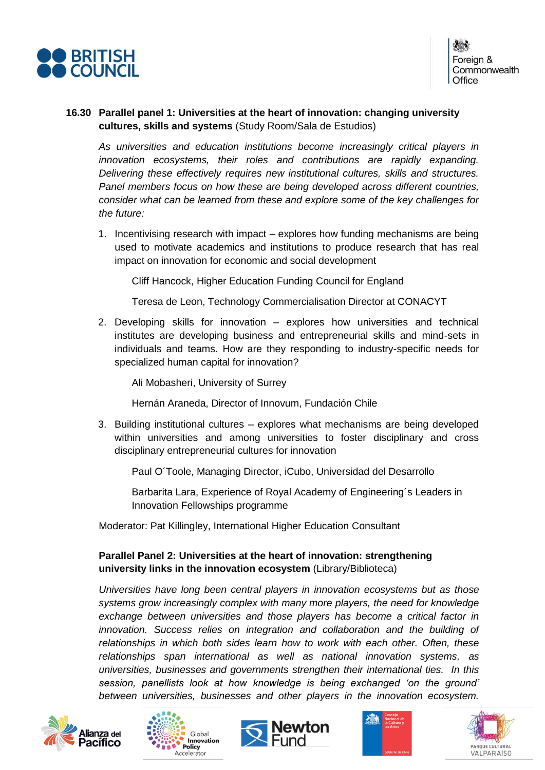**16.30 Parallel panel 1: Universities at the heart of innovation: changing university cultures, skills and systems** (Study Room/Sala de Estudios)

*As universities and education institutions become increasingly critical players in innovation ecosystems, their roles and contributions are rapidly expanding. Delivering these effectively requires new institutional cultures, skills and structures. Panel members focus on how these are being developed across different countries, consider what can be learned from these and explore some of the key challenges for the future:*

1. Incentivising research with impact – explores how funding mechanisms are being used to motivate academics and institutions to produce research that has real impact on innovation for economic and social development

   Cliff Hancock, Higher Education Funding Council for England

   Teresa de Leon, Technology Commercialisation Director at CONACYT

2. Developing skills for innovation – explores how universities and technical institutes are developing business and entrepreneurial skills and mind-sets in individuals and teams. How are they responding to industry-specific needs for specialized human capital for innovation?

   Ali Mobasheri, University of Surrey

   Hernán Araneda, Director of Innovum, Fundación Chile

3. Building institutional cultures – explores what mechanisms are being developed within universities and among universities to foster disciplinary and cross disciplinary entrepreneurial cultures for innovation

   Paul O´Toole, Managing Director, iCubo, Universidad del Desarrollo

   Barbarita Lara, Experience of Royal Academy of Engineering´s Leaders in Innovation Fellowships programme

Moderator: Pat Killingley, International Higher Education Consultant

**Parallel Panel 2: Universities at the heart of innovation: strengthening university links in the innovation ecosystem** (Library/Biblioteca)

*Universities have long been central players in innovation ecosystems but as those systems grow increasingly complex with many more players, the need for knowledge exchange between universities and those players has become a critical factor in innovation. Success relies on integration and collaboration and the building of relationships in which both sides learn how to work with each other. Often, these relationships span international as well as national innovation systems, as universities, businesses and governments strengthen their international ties. In this session, panellists look at how knowledge is being exchanged 'on the ground' between universities, businesses and other players in the innovation ecosystem.*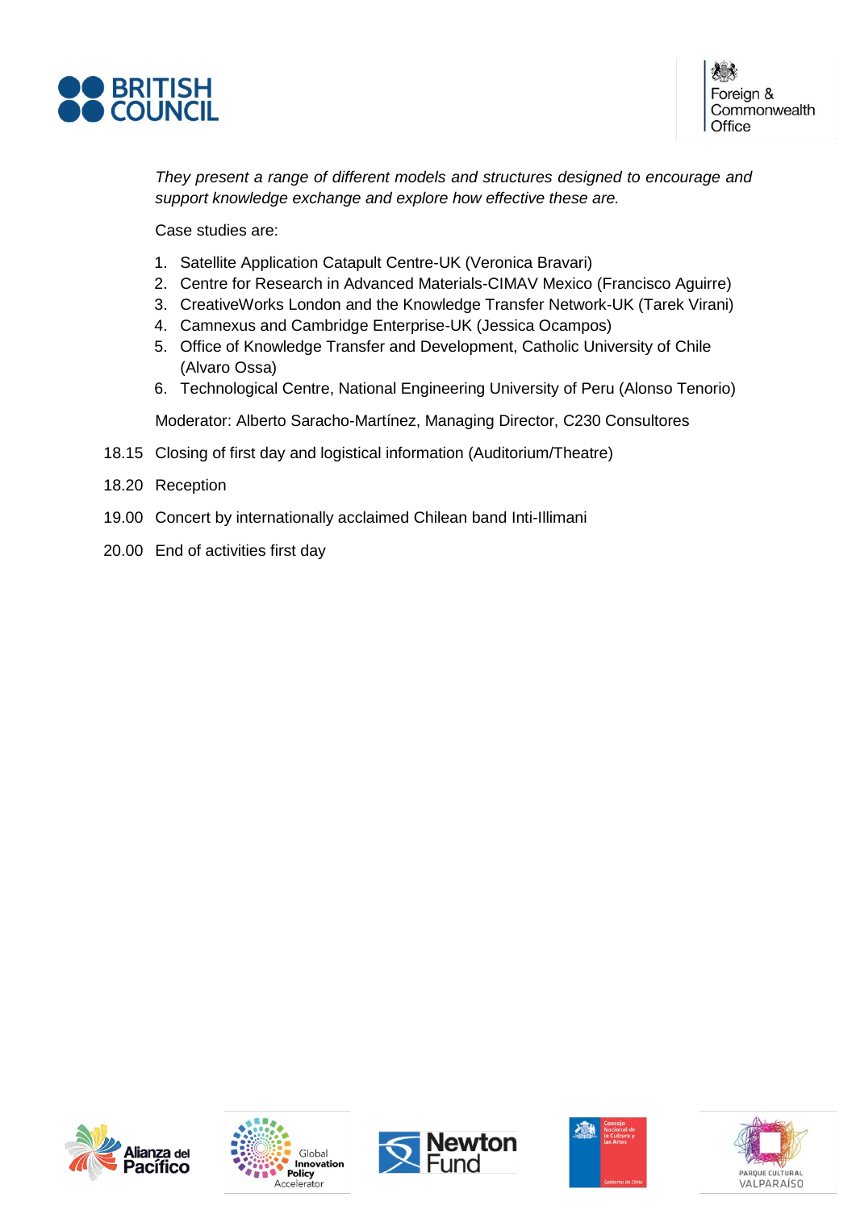*They present a range of different models and structures designed to encourage and support knowledge exchange and explore how effective these are.*

Case studies are:

1. Satellite Application Catapult Centre-UK (Veronica Bravari)
2. Centre for Research in Advanced Materials-CIMAV Mexico (Francisco Aguirre)
3. CreativeWorks London and the Knowledge Transfer Network-UK (Tarek Virani)
4. Camnexus and Cambridge Enterprise-UK (Jessica Ocampos)
5. Office of Knowledge Transfer and Development, Catholic University of Chile (Alvaro Ossa)
6. Technological Centre, National Engineering University of Peru (Alonso Tenorio)

Moderator: Alberto Saracho-Martínez, Managing Director, C230 Consultores

18.15 Closing of first day and logistical information (Auditorium/Theatre)

18.20 Reception

19.00 Concert by internationally acclaimed Chilean band Inti-Illimani

20.00 End of activities first day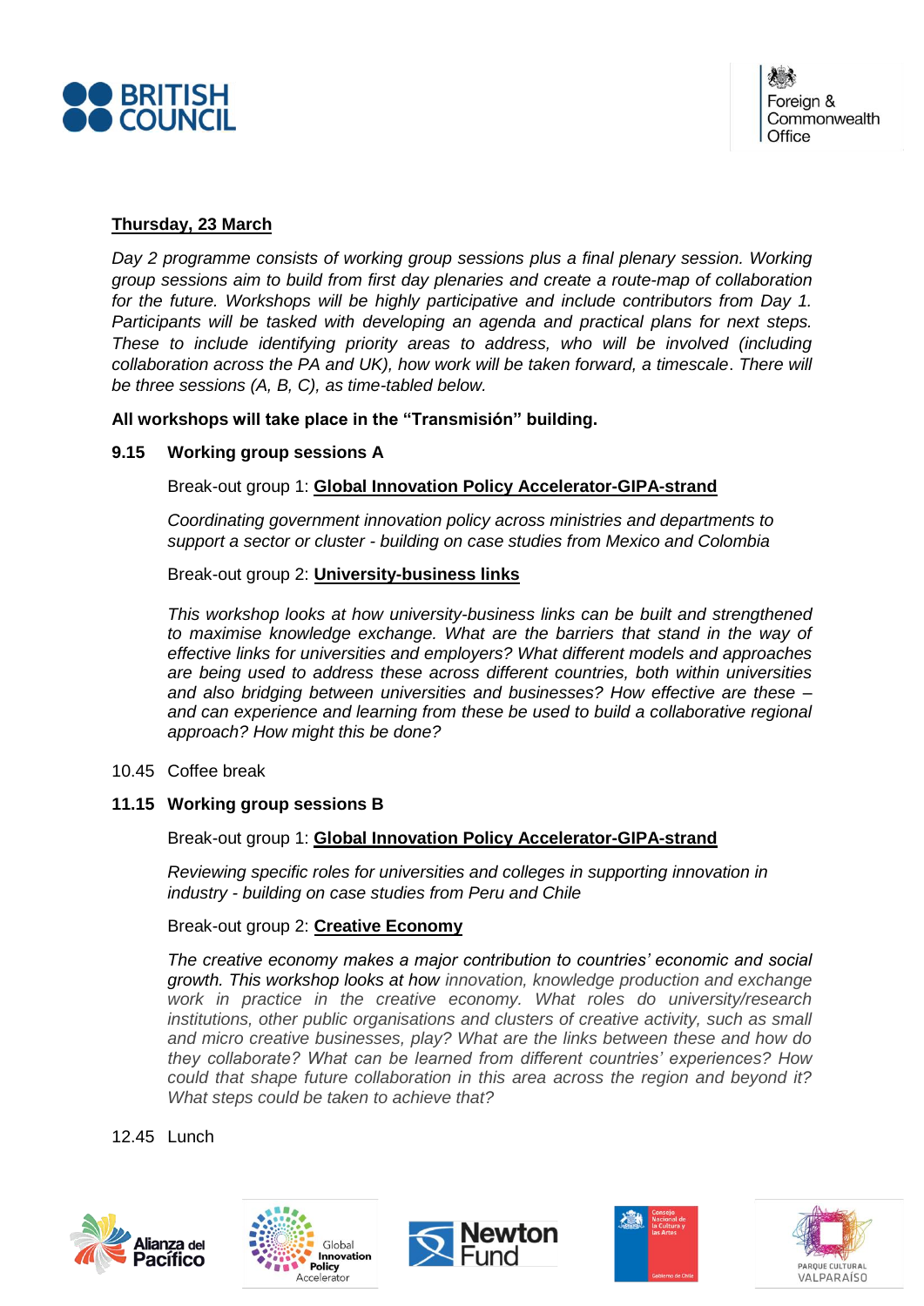**Thursday, 23 March**

*Day 2 programme consists of working group sessions plus a final plenary session. Working group sessions aim to build from first day plenaries and create a route-map of collaboration for the future. Workshops will be highly participative and include contributors from Day 1. Participants will be tasked with developing an agenda and practical plans for next steps. These to include identifying priority areas to address, who will be involved (including collaboration across the PA and UK), how work will be taken forward, a timescale. There will be three sessions (A, B, C), as time-tabled below.*

**All workshops will take place in the "Transmisión" building.**

**9.15 Working group sessions A**

Break-out group 1: **Global Innovation Policy Accelerator-GIPA-strand**

*Coordinating government innovation policy across ministries and departments to support a sector or cluster - building on case studies from Mexico and Colombia*

Break-out group 2: **University-business links**

*This workshop looks at how university-business links can be built and strengthened to maximise knowledge exchange. What are the barriers that stand in the way of effective links for universities and employers? What different models and approaches are being used to address these across different countries, both within universities and also bridging between universities and businesses? How effective are these – and can experience and learning from these be used to build a collaborative regional approach? How might this be done?*

10.45 Coffee break

**11.15 Working group sessions B**

Break-out group 1: **Global Innovation Policy Accelerator-GIPA-strand**

*Reviewing specific roles for universities and colleges in supporting innovation in industry - building on case studies from Peru and Chile*

Break-out group 2: **Creative Economy**

*The creative economy makes a major contribution to countries' economic and social growth. This workshop looks at how innovation, knowledge production and exchange work in practice in the creative economy. What roles do university/research institutions, other public organisations and clusters of creative activity, such as small and micro creative businesses, play? What are the links between these and how do they collaborate? What can be learned from different countries' experiences? How could that shape future collaboration in this area across the region and beyond it? What steps could be taken to achieve that?*

12.45 Lunch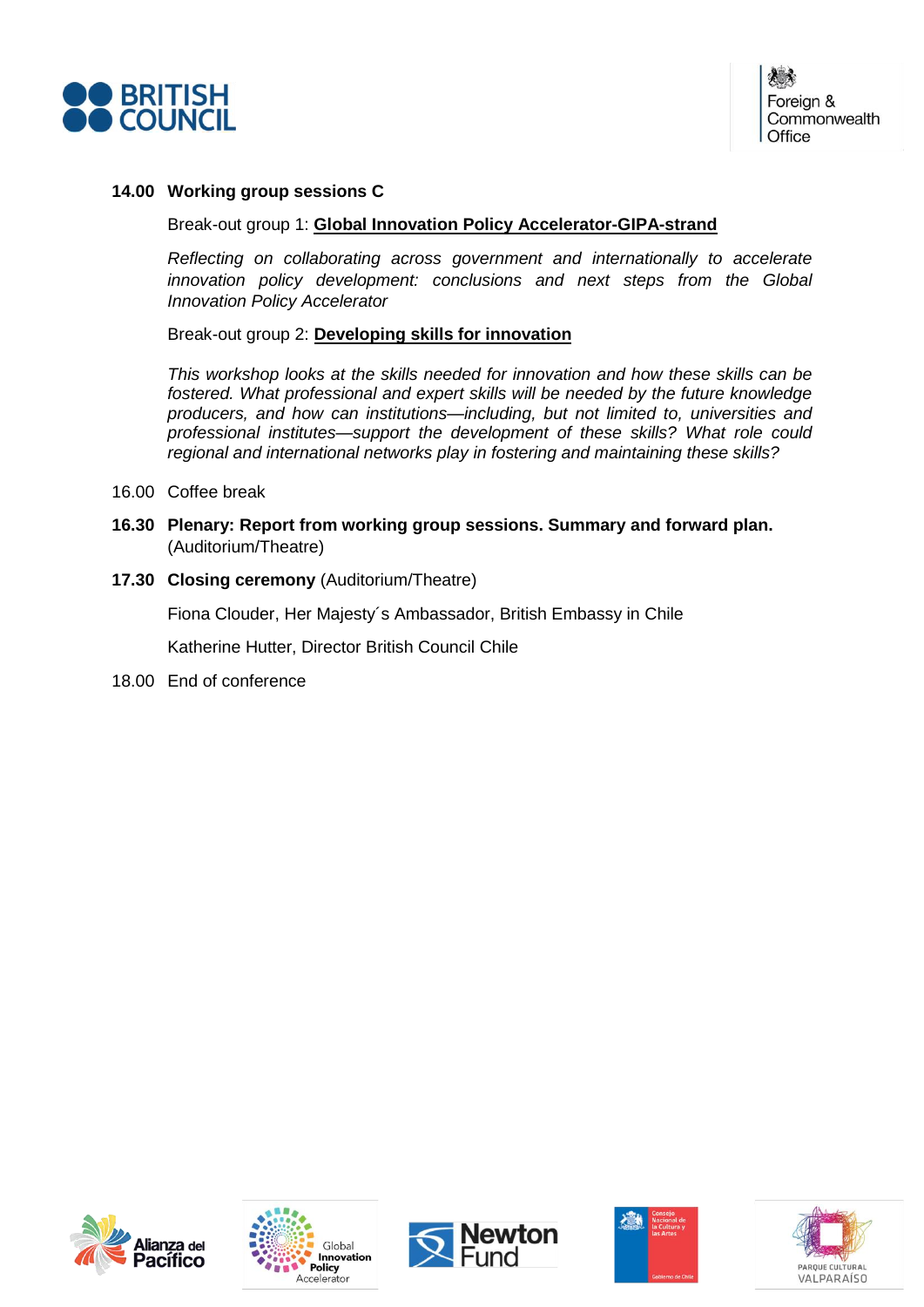**14.00 Working group sessions C**

Break-out group 1: **Global Innovation Policy Accelerator-GIPA-strand**

*Reflecting on collaborating across government and internationally to accelerate innovation policy development: conclusions and next steps from the Global Innovation Policy Accelerator*

Break-out group 2: **Developing skills for innovation**

*This workshop looks at the skills needed for innovation and how these skills can be fostered. What professional and expert skills will be needed by the future knowledge producers, and how can institutions—including, but not limited to, universities and professional institutes—support the development of these skills? What role could regional and international networks play in fostering and maintaining these skills?*

16.00 Coffee break

**16.30 Plenary: Report from working group sessions. Summary and forward plan.** (Auditorium/Theatre)

**17.30 Closing ceremony** (Auditorium/Theatre)

Fiona Clouder, Her Majesty´s Ambassador, British Embassy in Chile

Katherine Hutter, Director British Council Chile

18.00 End of conference